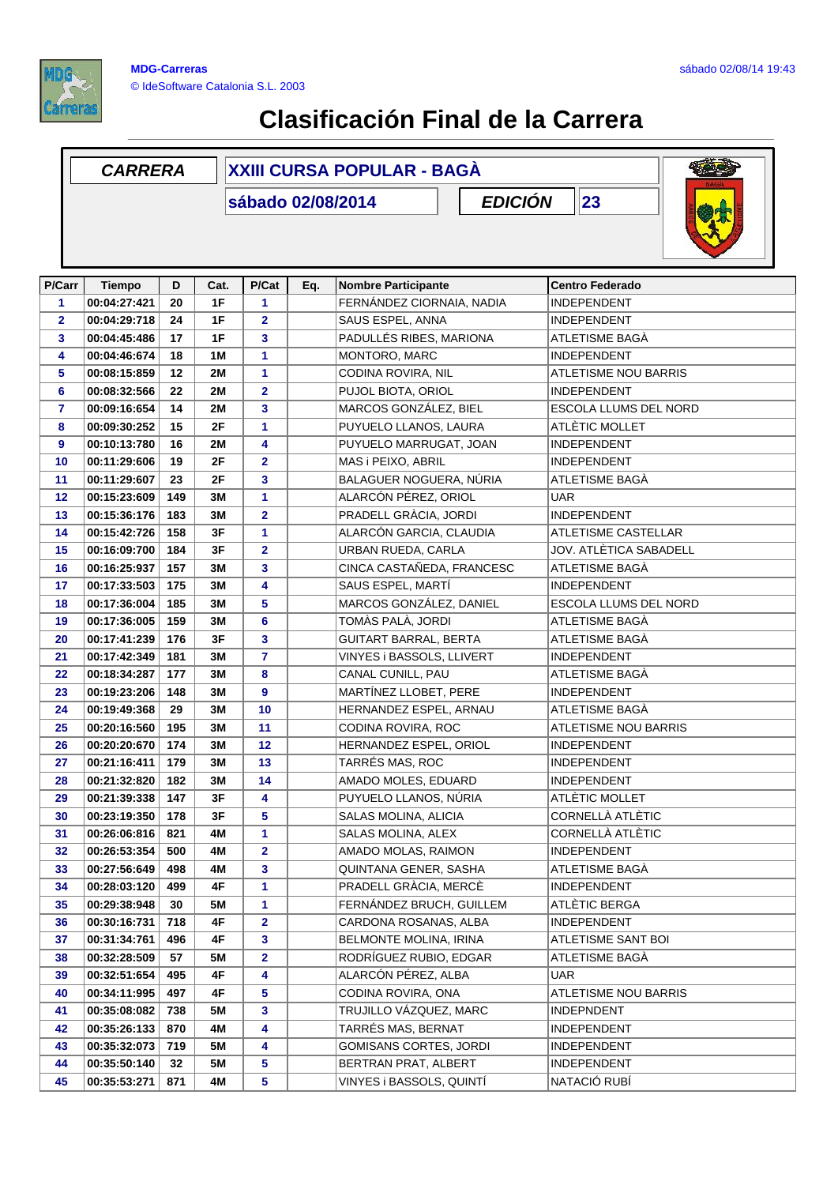MDG-Carreras
© IdeSoftware Catalonia S.L. 2003

sábado 02/08/14 19:43

# Clasificación Final de la Carrera

| CARRERA | XXIII CURSA POPULAR - BAGÀ | | |
|---|---|---|---|
| | sábado 02/08/2014 | EDICIÓN | 23 |

| P/Carr | Tiempo | D | Cat. | P/Cat | Eq. | Nombre Participante | Centro Federado |
|---|---|---|---|---|---|---|---|
| 1 | 00:04:27:421 | 20 | 1F | 1 | | FERNÁNDEZ CIORNAIA, NADIA | INDEPENDENT |
| 2 | 00:04:29:718 | 24 | 1F | 2 | | SAUS ESPEL, ANNA | INDEPENDENT |
| 3 | 00:04:45:486 | 17 | 1F | 3 | | PADULLÉS RIBES, MARIONA | ATLETISME BAGÀ |
| 4 | 00:04:46:674 | 18 | 1M | 1 | | MONTORO, MARC | INDEPENDENT |
| 5 | 00:08:15:859 | 12 | 2M | 1 | | CODINA ROVIRA, NIL | ATLETISME NOU BARRIS |
| 6 | 00:08:32:566 | 22 | 2M | 2 | | PUJOL BIOTA, ORIOL | INDEPENDENT |
| 7 | 00:09:16:654 | 14 | 2M | 3 | | MARCOS GONZÁLEZ, BIEL | ESCOLA LLUMS DEL NORD |
| 8 | 00:09:30:252 | 15 | 2F | 1 | | PUYUELO LLANOS, LAURA | ATLÈTIC MOLLET |
| 9 | 00:10:13:780 | 16 | 2M | 4 | | PUYUELO MARRUGAT, JOAN | INDEPENDENT |
| 10 | 00:11:29:606 | 19 | 2F | 2 | | MAS i PEIXO, ABRIL | INDEPENDENT |
| 11 | 00:11:29:607 | 23 | 2F | 3 | | BALAGUER NOGUERA, NÚRIA | ATLETISME BAGÀ |
| 12 | 00:15:23:609 | 149 | 3M | 1 | | ALARCÓN PÉREZ, ORIOL | UAR |
| 13 | 00:15:36:176 | 183 | 3M | 2 | | PRADELL GRÀCIA, JORDI | INDEPENDENT |
| 14 | 00:15:42:726 | 158 | 3F | 1 | | ALARCÓN GARCIA, CLAUDIA | ATLETISME CASTELLAR |
| 15 | 00:16:09:700 | 184 | 3F | 2 | | URBAN RUEDA, CARLA | JOV. ATLÈTICA SABADELL |
| 16 | 00:16:25:937 | 157 | 3M | 3 | | CINCA CASTAÑEDA, FRANCESC | ATLETISME BAGÀ |
| 17 | 00:17:33:503 | 175 | 3M | 4 | | SAUS ESPEL, MARTÍ | INDEPENDENT |
| 18 | 00:17:36:004 | 185 | 3M | 5 | | MARCOS GONZÁLEZ, DANIEL | ESCOLA LLUMS DEL NORD |
| 19 | 00:17:36:005 | 159 | 3M | 6 | | TOMÀS PALÀ, JORDI | ATLETISME BAGÀ |
| 20 | 00:17:41:239 | 176 | 3F | 3 | | GUITART BARRAL, BERTA | ATLETISME BAGÀ |
| 21 | 00:17:42:349 | 181 | 3M | 7 | | VINYES i BASSOLS, LLIVERT | INDEPENDENT |
| 22 | 00:18:34:287 | 177 | 3M | 8 | | CANAL CUNILL, PAU | ATLETISME BAGÀ |
| 23 | 00:19:23:206 | 148 | 3M | 9 | | MARTÍNEZ LLOBET, PERE | INDEPENDENT |
| 24 | 00:19:49:368 | 29 | 3M | 10 | | HERNANDEZ ESPEL, ARNAU | ATLETISME BAGÀ |
| 25 | 00:20:16:560 | 195 | 3M | 11 | | CODINA ROVIRA, ROC | ATLETISME NOU BARRIS |
| 26 | 00:20:20:670 | 174 | 3M | 12 | | HERNANDEZ ESPEL, ORIOL | INDEPENDENT |
| 27 | 00:21:16:411 | 179 | 3M | 13 | | TARRÉS MAS, ROC | INDEPENDENT |
| 28 | 00:21:32:820 | 182 | 3M | 14 | | AMADO MOLES, EDUARD | INDEPENDENT |
| 29 | 00:21:39:338 | 147 | 3F | 4 | | PUYUELO LLANOS, NÚRIA | ATLÈTIC MOLLET |
| 30 | 00:23:19:350 | 178 | 3F | 5 | | SALAS MOLINA, ALICIA | CORNELLÀ ATLÈTIC |
| 31 | 00:26:06:816 | 821 | 4M | 1 | | SALAS MOLINA, ALEX | CORNELLÀ ATLÈTIC |
| 32 | 00:26:53:354 | 500 | 4M | 2 | | AMADO MOLAS, RAIMON | INDEPENDENT |
| 33 | 00:27:56:649 | 498 | 4M | 3 | | QUINTANA GENER, SASHA | ATLETISME BAGÀ |
| 34 | 00:28:03:120 | 499 | 4F | 1 | | PRADELL GRÀCIA, MERCÈ | INDEPENDENT |
| 35 | 00:29:38:948 | 30 | 5M | 1 | | FERNÁNDEZ BRUCH, GUILLEM | ATLÈTIC BERGA |
| 36 | 00:30:16:731 | 718 | 4F | 2 | | CARDONA ROSANAS, ALBA | INDEPENDENT |
| 37 | 00:31:34:761 | 496 | 4F | 3 | | BELMONTE MOLINA, IRINA | ATLETISME SANT BOI |
| 38 | 00:32:28:509 | 57 | 5M | 2 | | RODRÍGUEZ RUBIO, EDGAR | ATLETISME BAGÀ |
| 39 | 00:32:51:654 | 495 | 4F | 4 | | ALARCÓN PÉREZ, ALBA | UAR |
| 40 | 00:34:11:995 | 497 | 4F | 5 | | CODINA ROVIRA, ONA | ATLETISME NOU BARRIS |
| 41 | 00:35:08:082 | 738 | 5M | 3 | | TRUJILLO VÁZQUEZ, MARC | INDEPNDENT |
| 42 | 00:35:26:133 | 870 | 4M | 4 | | TARRÉS MAS, BERNAT | INDEPENDENT |
| 43 | 00:35:32:073 | 719 | 5M | 4 | | GOMISANS CORTES, JORDI | INDEPENDENT |
| 44 | 00:35:50:140 | 32 | 5M | 5 | | BERTRAN PRAT, ALBERT | INDEPENDENT |
| 45 | 00:35:53:271 | 871 | 4M | 5 | | VINYES i BASSOLS, QUINTÍ | NATACIÓ RUBÍ |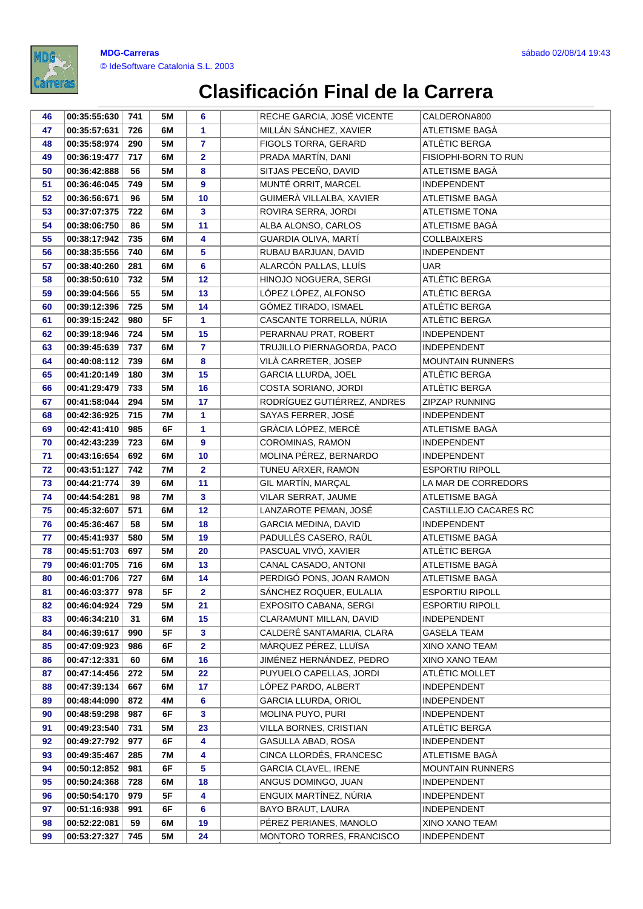# Clasificación Final de la Carrera

| | | | | | | | |
|---|---|---|---|---|---|---|---|
| 46 | 00:35:55:630 | 741 | 5M | 6 | | RECHE GARCIA, JOSÉ VICENTE | CALDERONA800 |
| 47 | 00:35:57:631 | 726 | 6M | 1 | | MILLÁN SÁNCHEZ, XAVIER | ATLETISME BAGÀ |
| 48 | 00:35:58:974 | 290 | 5M | 7 | | FIGOLS TORRA, GERARD | ATLÈTIC BERGA |
| 49 | 00:36:19:477 | 717 | 6M | 2 | | PRADA MARTÍN, DANI | FISIOPHI-BORN TO RUN |
| 50 | 00:36:42:888 | 56 | 5M | 8 | | SITJAS PECEÑO, DAVID | ATLETISME BAGÀ |
| 51 | 00:36:46:045 | 749 | 5M | 9 | | MUNTÉ ORRIT, MARCEL | INDEPENDENT |
| 52 | 00:36:56:671 | 96 | 5M | 10 | | GUIMERÀ VILLALBA, XAVIER | ATLETISME BAGÀ |
| 53 | 00:37:07:375 | 722 | 6M | 3 | | ROVIRA SERRA, JORDI | ATLETISME TONA |
| 54 | 00:38:06:750 | 86 | 5M | 11 | | ALBA ALONSO, CARLOS | ATLETISME BAGÀ |
| 55 | 00:38:17:942 | 735 | 6M | 4 | | GUARDIA OLIVA, MARTÍ | COLLBAIXERS |
| 56 | 00:38:35:556 | 740 | 6M | 5 | | RUBAU BARJUAN, DAVID | INDEPENDENT |
| 57 | 00:38:40:260 | 281 | 6M | 6 | | ALARCÓN PALLAS, LLUÍS | UAR |
| 58 | 00:38:50:610 | 732 | 5M | 12 | | HINOJO NOGUERA, SERGI | ATLÈTIC BERGA |
| 59 | 00:39:04:566 | 55 | 5M | 13 | | LÓPEZ LÓPEZ, ALFONSO | ATLÈTIC BERGA |
| 60 | 00:39:12:396 | 725 | 5M | 14 | | GÓMEZ TIRADO, ISMAEL | ATLÈTIC BERGA |
| 61 | 00:39:15:242 | 980 | 5F | 1 | | CASCANTE TORRELLA, NÚRIA | ATLÈTIC BERGA |
| 62 | 00:39:18:946 | 724 | 5M | 15 | | PERARNAU PRAT, ROBERT | INDEPENDENT |
| 63 | 00:39:45:639 | 737 | 6M | 7 | | TRUJILLO PIERNAGORDA, PACO | INDEPENDENT |
| 64 | 00:40:08:112 | 739 | 6M | 8 | | VILÀ CARRETER, JOSEP | MOUNTAIN RUNNERS |
| 65 | 00:41:20:149 | 180 | 3M | 15 | | GARCIA LLURDA, JOEL | ATLÈTIC BERGA |
| 66 | 00:41:29:479 | 733 | 5M | 16 | | COSTA SORIANO, JORDI | ATLÈTIC BERGA |
| 67 | 00:41:58:044 | 294 | 5M | 17 | | RODRÍGUEZ GUTIÉRREZ, ANDRES | ZIPZAP RUNNING |
| 68 | 00:42:36:925 | 715 | 7M | 1 | | SAYAS FERRER, JOSÉ | INDEPENDENT |
| 69 | 00:42:41:410 | 985 | 6F | 1 | | GRÀCIA LÓPEZ, MERCÈ | ATLETISME BAGÀ |
| 70 | 00:42:43:239 | 723 | 6M | 9 | | COROMINAS, RAMON | INDEPENDENT |
| 71 | 00:43:16:654 | 692 | 6M | 10 | | MOLINA PÉREZ, BERNARDO | INDEPENDENT |
| 72 | 00:43:51:127 | 742 | 7M | 2 | | TUNEU ARXER, RAMON | ESPORTIU RIPOLL |
| 73 | 00:44:21:774 | 39 | 6M | 11 | | GIL MARTÍN, MARÇAL | LA MAR DE CORREDORS |
| 74 | 00:44:54:281 | 98 | 7M | 3 | | VILAR SERRAT, JAUME | ATLETISME BAGÀ |
| 75 | 00:45:32:607 | 571 | 6M | 12 | | LANZAROTE PEMAN, JOSÉ | CASTILLEJO CACARES RC |
| 76 | 00:45:36:467 | 58 | 5M | 18 | | GARCIA MEDINA, DAVID | INDEPENDENT |
| 77 | 00:45:41:937 | 580 | 5M | 19 | | PADULLÉS CASERO, RAÜL | ATLETISME BAGÀ |
| 78 | 00:45:51:703 | 697 | 5M | 20 | | PASCUAL VIVÓ, XAVIER | ATLÈTIC BERGA |
| 79 | 00:46:01:705 | 716 | 6M | 13 | | CANAL CASADO, ANTONI | ATLETISME BAGÀ |
| 80 | 00:46:01:706 | 727 | 6M | 14 | | PERDIGÓ PONS, JOAN RAMON | ATLETISME BAGÀ |
| 81 | 00:46:03:377 | 978 | 5F | 2 | | SÁNCHEZ ROQUER, EULALIA | ESPORTIU RIPOLL |
| 82 | 00:46:04:924 | 729 | 5M | 21 | | EXPOSITO CABANA, SERGI | ESPORTIU RIPOLL |
| 83 | 00:46:34:210 | 31 | 6M | 15 | | CLARAMUNT MILLAN, DAVID | INDEPENDENT |
| 84 | 00:46:39:617 | 990 | 5F | 3 | | CALDERÉ SANTAMARIA, CLARA | GASELA TEAM |
| 85 | 00:47:09:923 | 986 | 6F | 2 | | MÀRQUEZ PÉREZ, LLUÏSA | XINO XANO TEAM |
| 86 | 00:47:12:331 | 60 | 6M | 16 | | JIMÉNEZ HERNÁNDEZ, PEDRO | XINO XANO TEAM |
| 87 | 00:47:14:456 | 272 | 5M | 22 | | PUYUELO CAPELLAS, JORDI | ATLÈTIC MOLLET |
| 88 | 00:47:39:134 | 667 | 6M | 17 | | LÓPEZ PARDO, ALBERT | INDEPENDENT |
| 89 | 00:48:44:090 | 872 | 4M | 6 | | GARCIA LLURDA, ORIOL | INDEPENDENT |
| 90 | 00:48:59:298 | 987 | 6F | 3 | | MOLINA PUYO, PURI | INDEPENDENT |
| 91 | 00:49:23:540 | 731 | 5M | 23 | | VILLA BORNES, CRISTIAN | ATLÈTIC BERGA |
| 92 | 00:49:27:792 | 977 | 6F | 4 | | GASULLA ABAD, ROSA | INDEPENDENT |
| 93 | 00:49:35:467 | 285 | 7M | 4 | | CINCA LLORDÉS, FRANCESC | ATLETISME BAGÀ |
| 94 | 00:50:12:852 | 981 | 6F | 5 | | GARCIA CLAVEL, IRENE | MOUNTAIN RUNNERS |
| 95 | 00:50:24:368 | 728 | 6M | 18 | | ANGUS DOMINGO, JUAN | INDEPENDENT |
| 96 | 00:50:54:170 | 979 | 5F | 4 | | ENGUIX MARTÍNEZ, NÚRIA | INDEPENDENT |
| 97 | 00:51:16:938 | 991 | 6F | 6 | | BAYO BRAUT, LAURA | INDEPENDENT |
| 98 | 00:52:22:081 | 59 | 6M | 19 | | PÉREZ PERIANES, MANOLO | XINO XANO TEAM |
| 99 | 00:53:27:327 | 745 | 5M | 24 | | MONTORO TORRES, FRANCISCO | INDEPENDENT |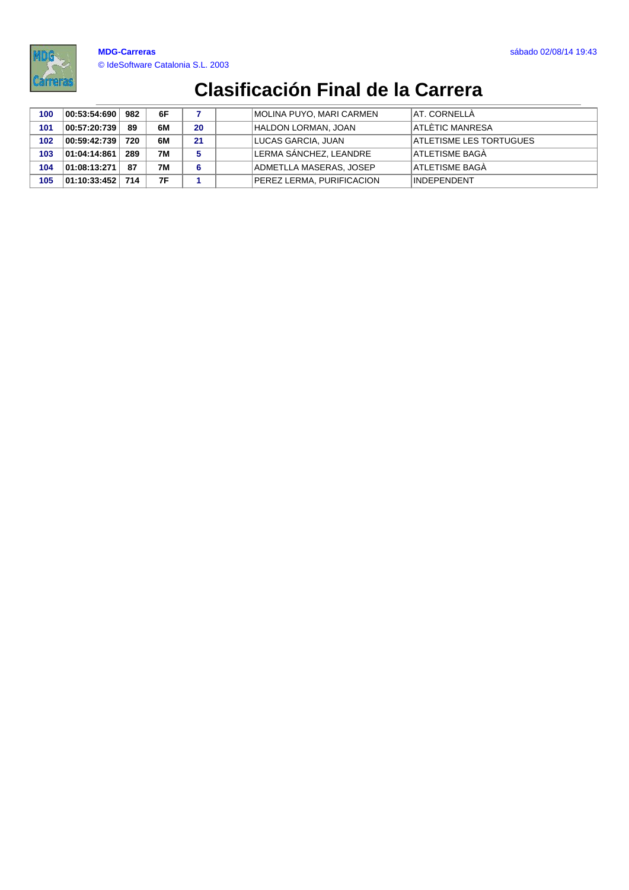# Clasificación Final de la Carrera

| | | | | | | | |
|---|---|---|---|---|---|---|---|
| 100 | 00:53:54:690 | 982 | 6F | 7 | | MOLINA PUYO, MARI CARMEN | AT. CORNELLÀ |
| 101 | 00:57:20:739 | 89 | 6M | 20 | | HALDON LORMAN, JOAN | ATLÈTIC MANRESA |
| 102 | 00:59:42:739 | 720 | 6M | 21 | | LUCAS GARCIA, JUAN | ATLETISME LES TORTUGUES |
| 103 | 01:04:14:861 | 289 | 7M | 5 | | LERMA SÁNCHEZ, LEANDRE | ATLETISME BAGÀ |
| 104 | 01:08:13:271 | 87 | 7M | 6 | | ADMETLLA MASERAS, JOSEP | ATLETISME BAGÀ |
| 105 | 01:10:33:452 | 714 | 7F | 1 | | PEREZ LERMA, PURIFICACION | INDEPENDENT |